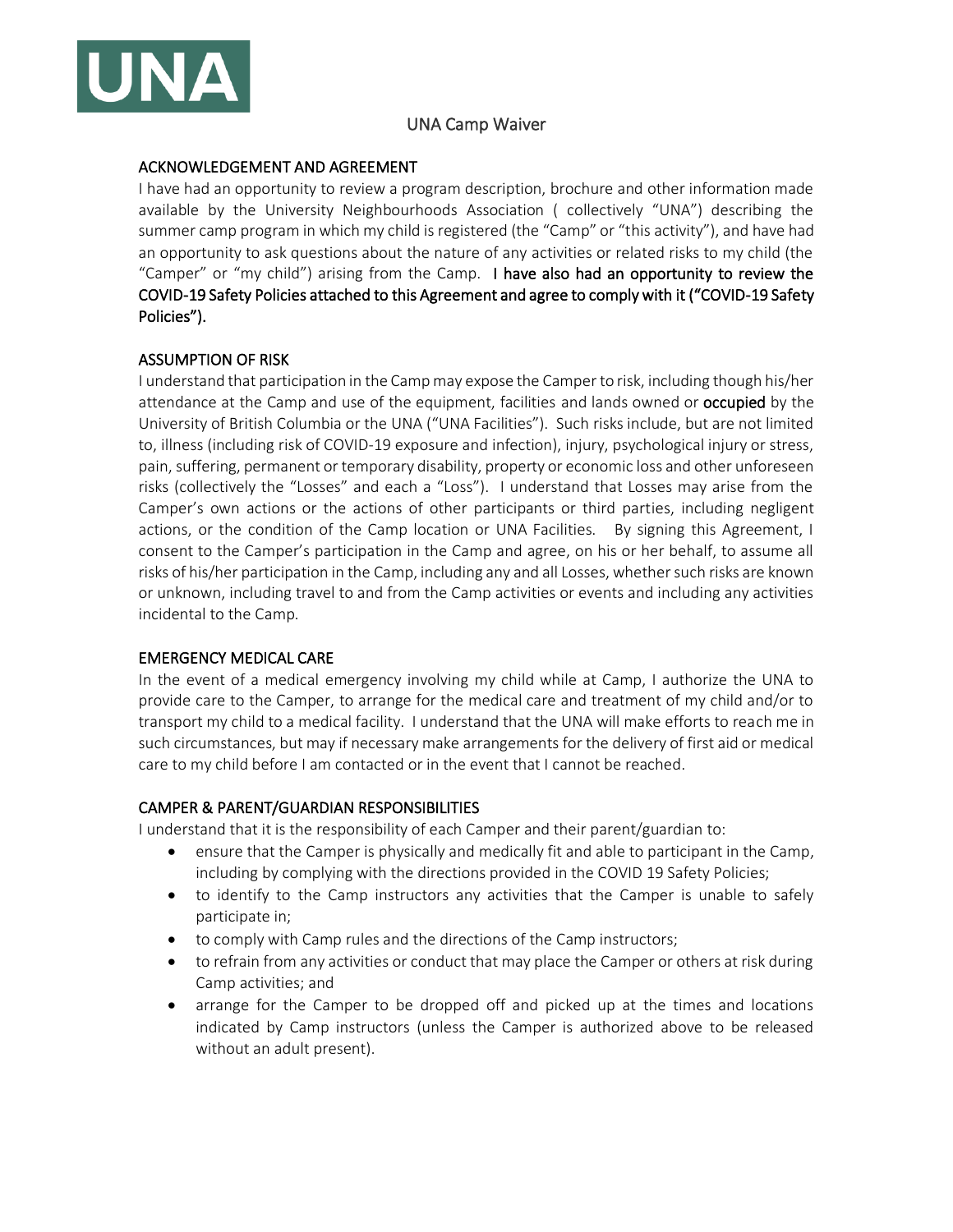UNA

# UNA Camp Waiver

## ACKNOWLEDGEMENT AND AGREEMENT

I have had an opportunity to review a program description, brochure and other information made available by the University Neighbourhoods Association ( collectively "UNA") describing the summer camp program in which my child is registered (the "Camp" or "this activity"), and have had an opportunity to ask questions about the nature of any activities or related risks to my child (the "Camper" or "my child") arising from the Camp. I have also had an opportunity to review the COVID-19 Safety Policies attached to this Agreement and agree to comply with it ("COVID-19 Safety Policies").

## ASSUMPTION OF RISK

I understand that participation in the Camp may expose the Camper to risk, including though his/her attendance at the Camp and use of the equipment, facilities and lands owned or occupied by the University of British Columbia or the UNA ("UNA Facilities"). Such risks include, but are not limited to, illness (including risk of COVID-19 exposure and infection), injury, psychological injury or stress, pain, suffering, permanent or temporary disability, property or economic loss and other unforeseen risks (collectively the "Losses" and each a "Loss"). I understand that Losses may arise from the Camper's own actions or the actions of other participants or third parties, including negligent actions, or the condition of the Camp location or UNA Facilities. By signing this Agreement, I consent to the Camper's participation in the Camp and agree, on his or her behalf, to assume all risks of his/her participation in the Camp, including any and all Losses, whether such risks are known or unknown, including travel to and from the Camp activities or events and including any activities incidental to the Camp.

## EMERGENCY MEDICAL CARE

In the event of a medical emergency involving my child while at Camp, I authorize the UNA to provide care to the Camper, to arrange for the medical care and treatment of my child and/or to transport my child to a medical facility. I understand that the UNA will make efforts to reach me in such circumstances, but may if necessary make arrangements for the delivery of first aid or medical care to my child before I am contacted or in the event that I cannot be reached.

## CAMPER & PARENT/GUARDIAN RESPONSIBILITIES

I understand that it is the responsibility of each Camper and their parent/guardian to:

- ensure that the Camper is physically and medically fit and able to participant in the Camp, including by complying with the directions provided in the COVID 19 Safety Policies;
- to identify to the Camp instructors any activities that the Camper is unable to safely participate in;
- to comply with Camp rules and the directions of the Camp instructors;
- to refrain from any activities or conduct that may place the Camper or others at risk during Camp activities; and
- arrange for the Camper to be dropped off and picked up at the times and locations indicated by Camp instructors (unless the Camper is authorized above to be released without an adult present).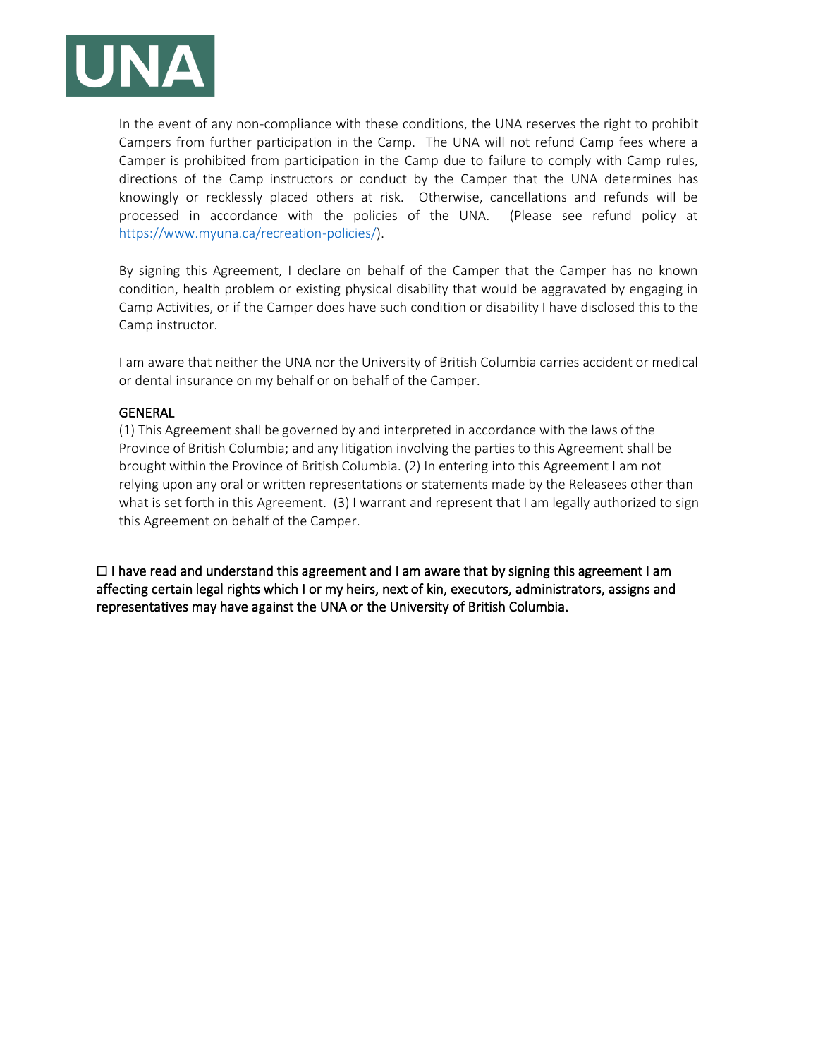In the event of any non-compliance with these conditions, the UNA reserves the right to prohibit Campers from further participation in the Camp. The UNA will not refund Camp fees where a Camper is prohibited from participation in the Camp due to failure to comply with Camp rules, directions of the Camp instructors or conduct by the Camper that the UNA determines has knowingly or recklessly placed others at risk. Otherwise, cancellations and refunds will be processed in accordance with the policies of the UNA. (Please see refund policy at https://www.myuna.ca/recreation-policies/).

By signing this Agreement, I declare on behalf of the Camper that the Camper has no known condition, health problem or existing physical disability that would be aggravated by engaging in Camp Activities, or if the Camper does have such condition or disability I have disclosed this to the Camp instructor.

I am aware that neither the UNA nor the University of British Columbia carries accident or medical or dental insurance on my behalf or on behalf of the Camper.

GENERAL

(1) This Agreement shall be governed by and interpreted in accordance with the laws of the Province of British Columbia; and any litigation involving the parties to this Agreement shall be brought within the Province of British Columbia. (2) In entering into this Agreement I am not relying upon any oral or written representations or statements made by the Releasees other than what is set forth in this Agreement. (3) I warrant and represent that I am legally authorized to sign this Agreement on behalf of the Camper.

☐ I have read and understand this agreement and I am aware that by signing this agreement I am affecting certain legal rights which I or my heirs, next of kin, executors, administrators, assigns and representatives may have against the UNA or the University of British Columbia.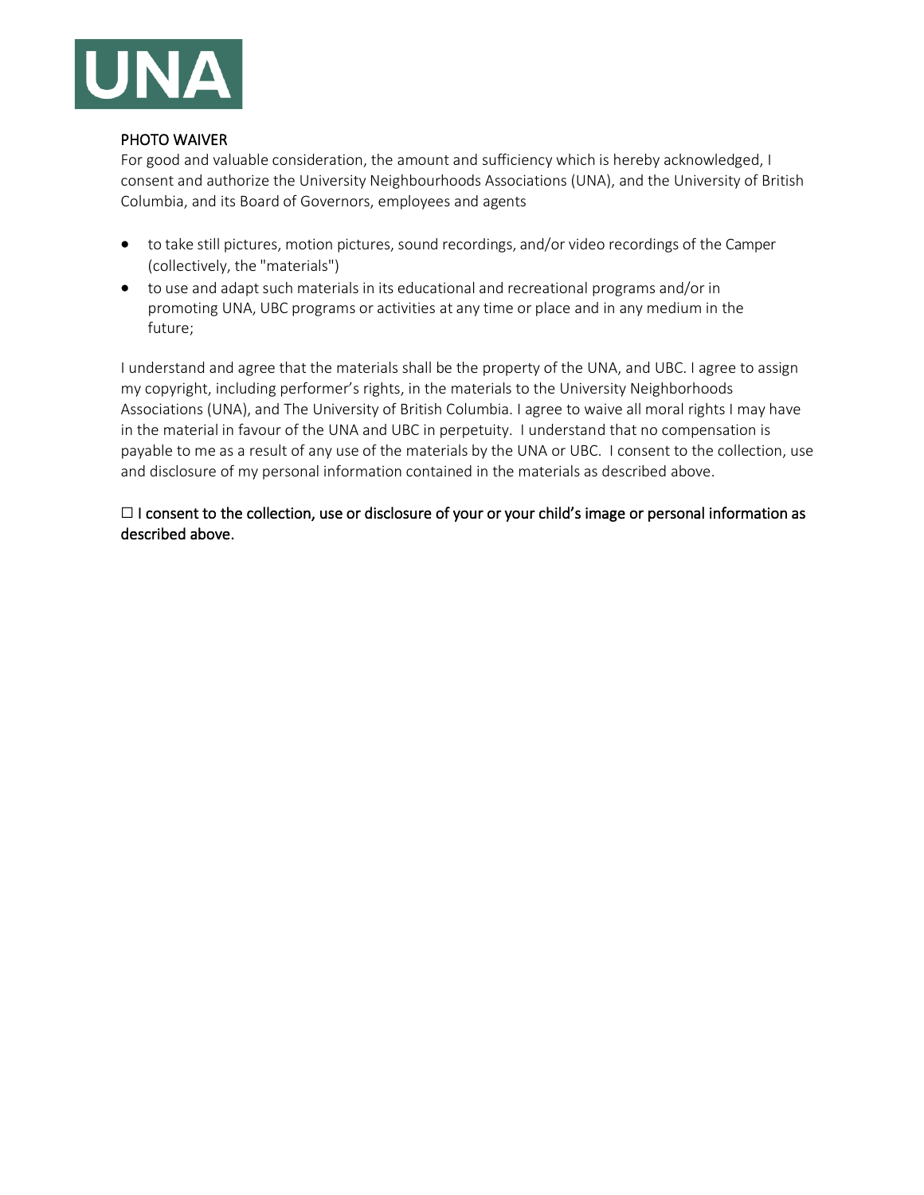UNA

## PHOTO WAIVER

For good and valuable consideration, the amount and sufficiency which is hereby acknowledged, I consent and authorize the University Neighbourhoods Associations (UNA), and the University of British Columbia, and its Board of Governors, employees and agents

- to take still pictures, motion pictures, sound recordings, and/or video recordings of the Camper (collectively, the "materials")
- to use and adapt such materials in its educational and recreational programs and/or in promoting UNA, UBC programs or activities at any time or place and in any medium in the future;

I understand and agree that the materials shall be the property of the UNA, and UBC. I agree to assign my copyright, including performer's rights, in the materials to the University Neighborhoods Associations (UNA), and The University of British Columbia. I agree to waive all moral rights I may have in the material in favour of the UNA and UBC in perpetuity. I understand that no compensation is payable to me as a result of any use of the materials by the UNA or UBC. I consent to the collection, use and disclosure of my personal information contained in the materials as described above.

☐ I consent to the collection, use or disclosure of your or your child's image or personal information as described above.